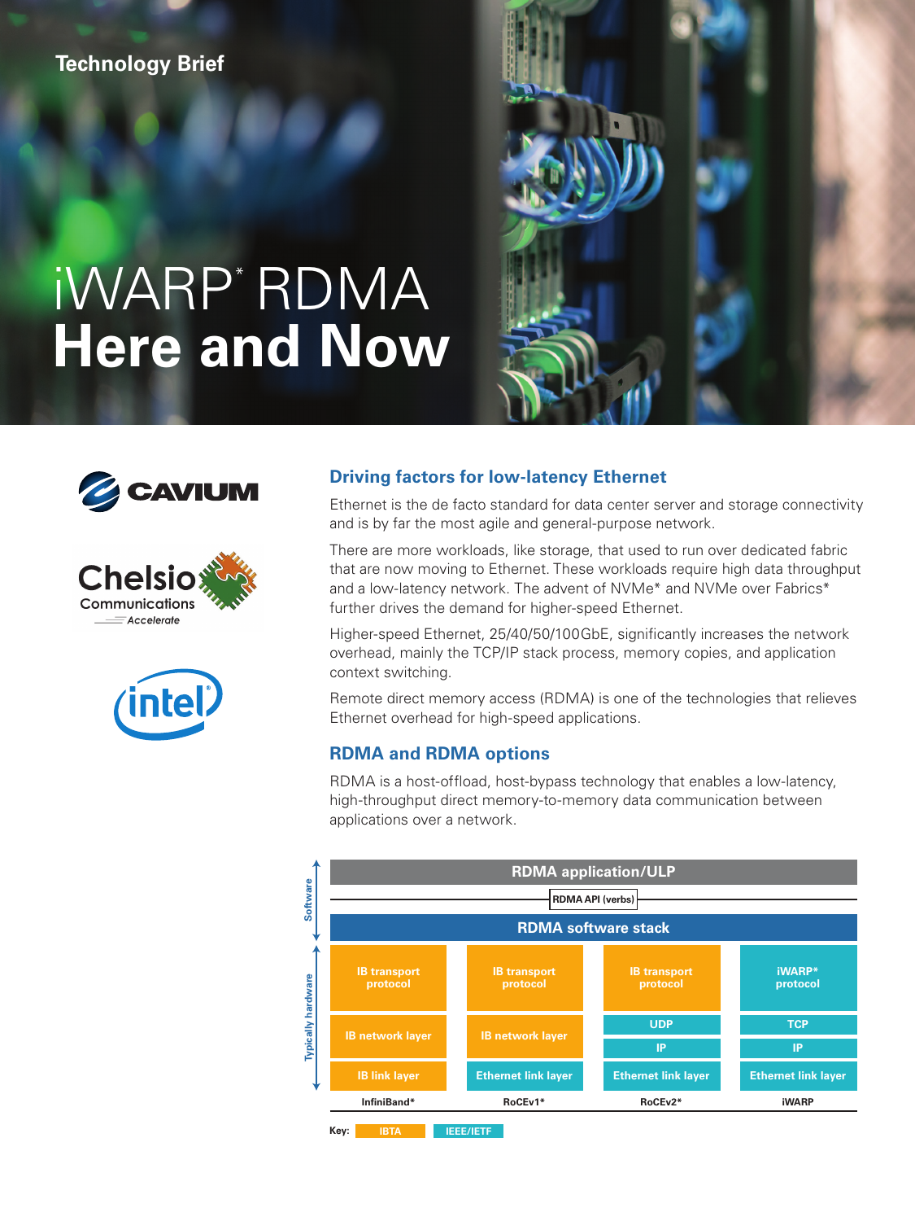Technology Brief

# iWARP* RDMA Here and Now

## Driving factors for low-latency Ethernet

Ethernet is the de facto standard for data center server and storage connectivity and is by far the most agile and general-purpose network.

There are more workloads, like storage, that used to run over dedicated fabric that are now moving to Ethernet. These workloads require high data throughput and a low-latency network. The advent of NVMe* and NVMe over Fabrics* further drives the demand for higher-speed Ethernet.

Higher-speed Ethernet, 25/40/50/100GbE, significantly increases the network overhead, mainly the TCP/IP stack process, memory copies, and application context switching.

Remote direct memory access (RDMA) is one of the technologies that relieves Ethernet overhead for high-speed applications.

## RDMA and RDMA options

RDMA is a host-offload, host-bypass technology that enables a low-latency, high-throughput direct memory-to-memory data communication between applications over a network.

| | InfiniBand* | RoCEv1* | RoCEv2* | iWARP |
|---|---|---|---|---|
| Software | RDMA application/ULP | | | |
| | RDMA API (verbs) | | | |
| | RDMA software stack | | | |
| Typically hardware | IB transport protocol | IB transport protocol | IB transport protocol | iWARP* protocol |
| | IB network layer | IB network layer | UDP | TCP |
| | | | IP | IP |
| | IB link layer | Ethernet link layer | Ethernet link layer | Ethernet link layer |

Key: IBTA (IB transport protocol, IB network layer, IB link layer); IEEE/IETF (iWARP* protocol, UDP, TCP, IP, Ethernet link layer)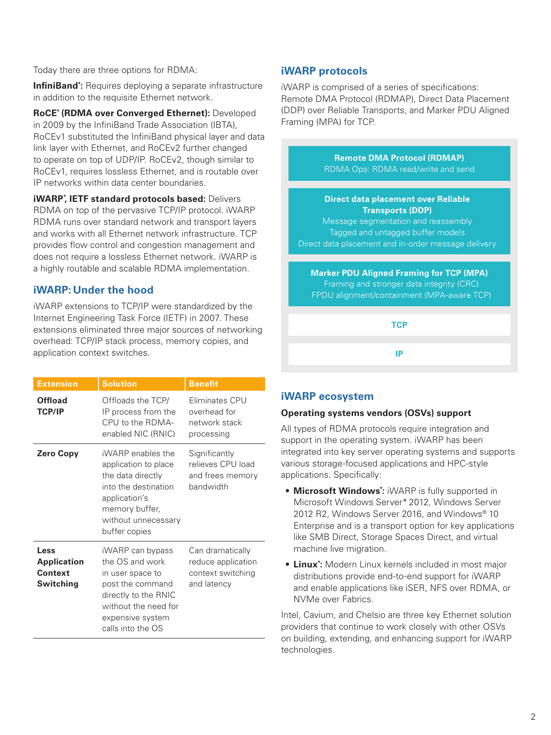Today there are three options for RDMA:

**InfiniBand*:** Requires deploying a separate infrastructure in addition to the requisite Ethernet network.

**RoCE* (RDMA over Converged Ethernet):** Developed in 2009 by the InfiniBand Trade Association (IBTA), RoCEv1 substituted the InfiniBand physical layer and data link layer with Ethernet, and RoCEv2 further changed to operate on top of UDP/IP. RoCEv2, though similar to RoCEv1, requires lossless Ethernet, and is routable over IP networks within data center boundaries.

**iWARP*, IETF standard protocols based:** Delivers RDMA on top of the pervasive TCP/IP protocol. iWARP RDMA runs over standard network and transport layers and works with all Ethernet network infrastructure. TCP provides flow control and congestion management and does not require a lossless Ethernet network. iWARP is a highly routable and scalable RDMA implementation.

## iWARP: Under the hood

iWARP extensions to TCP/IP were standardized by the Internet Engineering Task Force (IETF) in 2007. These extensions eliminated three major sources of networking overhead: TCP/IP stack process, memory copies, and application context switches.

| Extension | Solution | Benefit |
|---|---|---|
| **Offload TCP/IP** | Offloads the TCP/IP process from the CPU to the RDMA-enabled NIC (RNIC) | Eliminates CPU overhead for network stack processing |
| **Zero Copy** | iWARP enables the application to place the data directly into the destination application's memory buffer, without unnecessary buffer copies | Significantly relieves CPU load and frees memory bandwidth |
| **Less Application Context Switching** | iWARP can bypass the OS and work in user space to post the command directly to the RNIC without the need for expensive system calls into the OS | Can dramatically reduce application context switching and latency |

## iWARP protocols

iWARP is comprised of a series of specifications: Remote DMA Protocol (RDMAP), Direct Data Placement (DDP) over Reliable Transports, and Marker PDU Aligned Framing (MPA) for TCP.

| iWARP protocol stack |
|---|
| **Remote DMA Protocol (RDMAP)**<br>RDMA Ops: RDMA read/write and send |
| **Direct data placement over Reliable Transports (DDP)**<br>Message segmentation and reassembly<br>Tagged and untagged buffer models<br>Direct data placement and in-order message delivery |
| **Marker PDU Aligned Framing for TCP (MPA)**<br>Framing and stronger data integrity (CRC)<br>FPDU alignment/containment (MPA-aware TCP) |
| **TCP** |
| **IP** |

## iWARP ecosystem

### Operating systems vendors (OSVs) support

All types of RDMA protocols require integration and support in the operating system. iWARP has been integrated into key server operating systems and supports various storage-focused applications and HPC-style applications. Specifically:

- **Microsoft Windows*:** iWARP is fully supported in Microsoft Windows Server* 2012, Windows Server 2012 R2, Windows Server 2016, and Windows® 10 Enterprise and is a transport option for key applications like SMB Direct, Storage Spaces Direct, and virtual machine live migration.
- **Linux*:** Modern Linux kernels included in most major distributions provide end-to-end support for iWARP and enable applications like iSER, NFS over RDMA, or NVMe over Fabrics.

Intel, Cavium, and Chelsio are three key Ethernet solution providers that continue to work closely with other OSVs on building, extending, and enhancing support for iWARP technologies.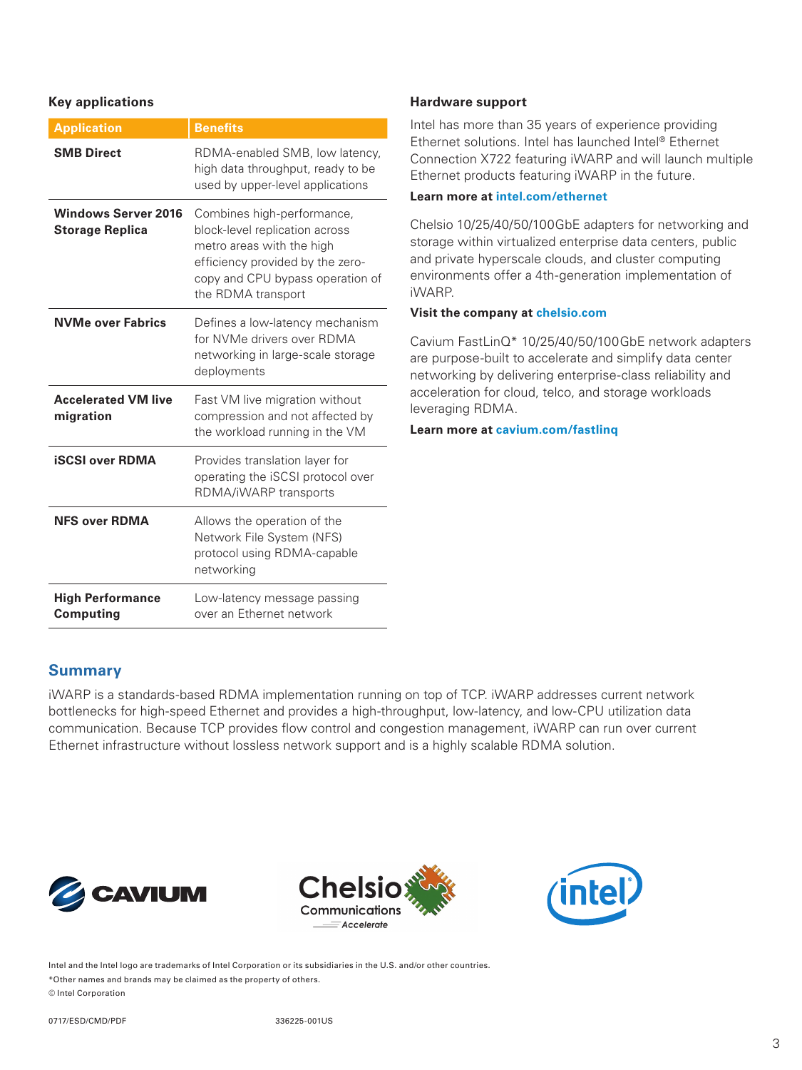### Key applications

| Application | Benefits |
| --- | --- |
| **SMB Direct** | RDMA-enabled SMB, low latency, high data throughput, ready to be used by upper-level applications |
| **Windows Server 2016 Storage Replica** | Combines high-performance, block-level replication across metro areas with the high efficiency provided by the zero-copy and CPU bypass operation of the RDMA transport |
| **NVMe over Fabrics** | Defines a low-latency mechanism for NVMe drivers over RDMA networking in large-scale storage deployments |
| **Accelerated VM live migration** | Fast VM live migration without compression and not affected by the workload running in the VM |
| **iSCSI over RDMA** | Provides translation layer for operating the iSCSI protocol over RDMA/iWARP transports |
| **NFS over RDMA** | Allows the operation of the Network File System (NFS) protocol using RDMA-capable networking |
| **High Performance Computing** | Low-latency message passing over an Ethernet network |

### Hardware support

Intel has more than 35 years of experience providing Ethernet solutions. Intel has launched Intel® Ethernet Connection X722 featuring iWARP and will launch multiple Ethernet products featuring iWARP in the future.

**Learn more at intel.com/ethernet**

Chelsio 10/25/40/50/100GbE adapters for networking and storage within virtualized enterprise data centers, public and private hyperscale clouds, and cluster computing environments offer a 4th-generation implementation of iWARP.

**Visit the company at chelsio.com**

Cavium FastLinQ* 10/25/40/50/100GbE network adapters are purpose-built to accelerate and simplify data center networking by delivering enterprise-class reliability and acceleration for cloud, telco, and storage workloads leveraging RDMA.

**Learn more at cavium.com/fastlinq**

## Summary

iWARP is a standards-based RDMA implementation running on top of TCP. iWARP addresses current network bottlenecks for high-speed Ethernet and provides a high-throughput, low-latency, and low-CPU utilization data communication. Because TCP provides flow control and congestion management, iWARP can run over current Ethernet infrastructure without lossless network support and is a highly scalable RDMA solution.

CAVIUM

Chelsio Communications
Accelerate

intel

Intel and the Intel logo are trademarks of Intel Corporation or its subsidiaries in the U.S. and/or other countries.
*Other names and brands may be claimed as the property of others.
© Intel Corporation

0717/ESD/CMD/PDF 336225-001US